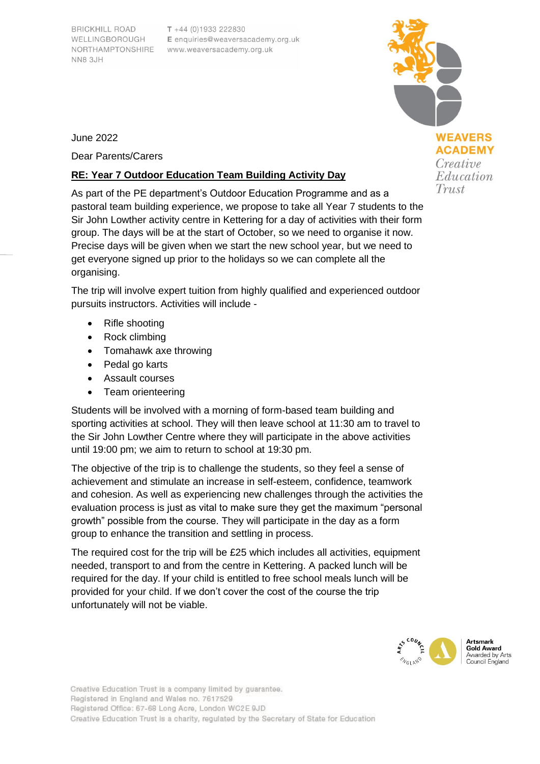BRICKHILL ROAD
WELLINGBOROUGH
NORTHAMPTONSHIRE
NN8 3JH

T +44 (0)1933 222830
E enquiries@weaversacademy.org.uk
www.weaversacademy.org.uk

WEAVERS ACADEMY
*Creative Education Trust*

June 2022

Dear Parents/Carers

**RE: Year 7 Outdoor Education Team Building Activity Day**

As part of the PE department's Outdoor Education Programme and as a pastoral team building experience, we propose to take all Year 7 students to the Sir John Lowther activity centre in Kettering for a day of activities with their form group. The days will be at the start of October, so we need to organise it now. Precise days will be given when we start the new school year, but we need to get everyone signed up prior to the holidays so we can complete all the organising.

The trip will involve expert tuition from highly qualified and experienced outdoor pursuits instructors. Activities will include -

- Rifle shooting
- Rock climbing
- Tomahawk axe throwing
- Pedal go karts
- Assault courses
- Team orienteering

Students will be involved with a morning of form-based team building and sporting activities at school. They will then leave school at 11:30 am to travel to the Sir John Lowther Centre where they will participate in the above activities until 19:00 pm; we aim to return to school at 19:30 pm.

The objective of the trip is to challenge the students, so they feel a sense of achievement and stimulate an increase in self-esteem, confidence, teamwork and cohesion. As well as experiencing new challenges through the activities the evaluation process is just as vital to make sure they get the maximum "personal growth" possible from the course. They will participate in the day as a form group to enhance the transition and settling in process.

The required cost for the trip will be £25 which includes all activities, equipment needed, transport to and from the centre in Kettering. A packed lunch will be required for the day. If your child is entitled to free school meals lunch will be provided for your child. If we don't cover the cost of the course the trip unfortunately will not be viable.

Artsmark Gold Award
Awarded by Arts Council England

Creative Education Trust is a company limited by guarantee.
Registered in England and Wales no. 7617529
Registered Office: 67-68 Long Acre, London WC2E 9JD
Creative Education Trust is a charity, regulated by the Secretary of State for Education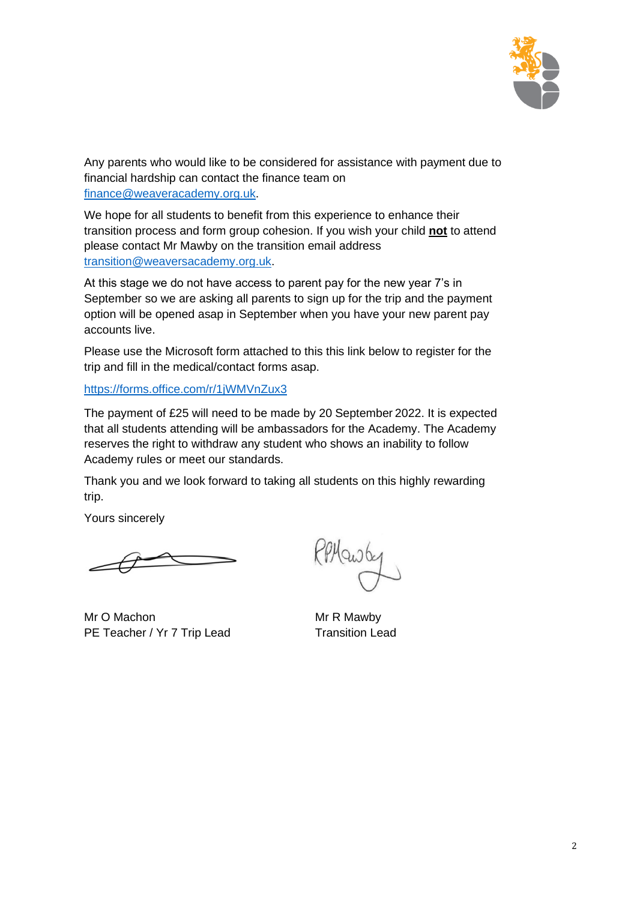Any parents who would like to be considered for assistance with payment due to financial hardship can contact the finance team on [finance@weaveracademy.org.uk](mailto:finance@weaveracademy.org.uk).

We hope for all students to benefit from this experience to enhance their transition process and form group cohesion. If you wish your child **not** to attend please contact Mr Mawby on the transition email address [transition@weaversacademy.org.uk](mailto:transition@weaversacademy.org.uk).

At this stage we do not have access to parent pay for the new year 7's in September so we are asking all parents to sign up for the trip and the payment option will be opened asap in September when you have your new parent pay accounts live.

Please use the Microsoft form attached to this this link below to register for the trip and fill in the medical/contact forms asap.

[https://forms.office.com/r/1jWMVnZux3](https://forms.office.com/r/1jWMVnZux3)

The payment of £25 will need to be made by 20 September 2022. It is expected that all students attending will be ambassadors for the Academy. The Academy reserves the right to withdraw any student who shows an inability to follow Academy rules or meet our standards.

Thank you and we look forward to taking all students on this highly rewarding trip.

Yours sincerely

Mr O Machon
PE Teacher / Yr 7 Trip Lead

Mr R Mawby
Transition Lead